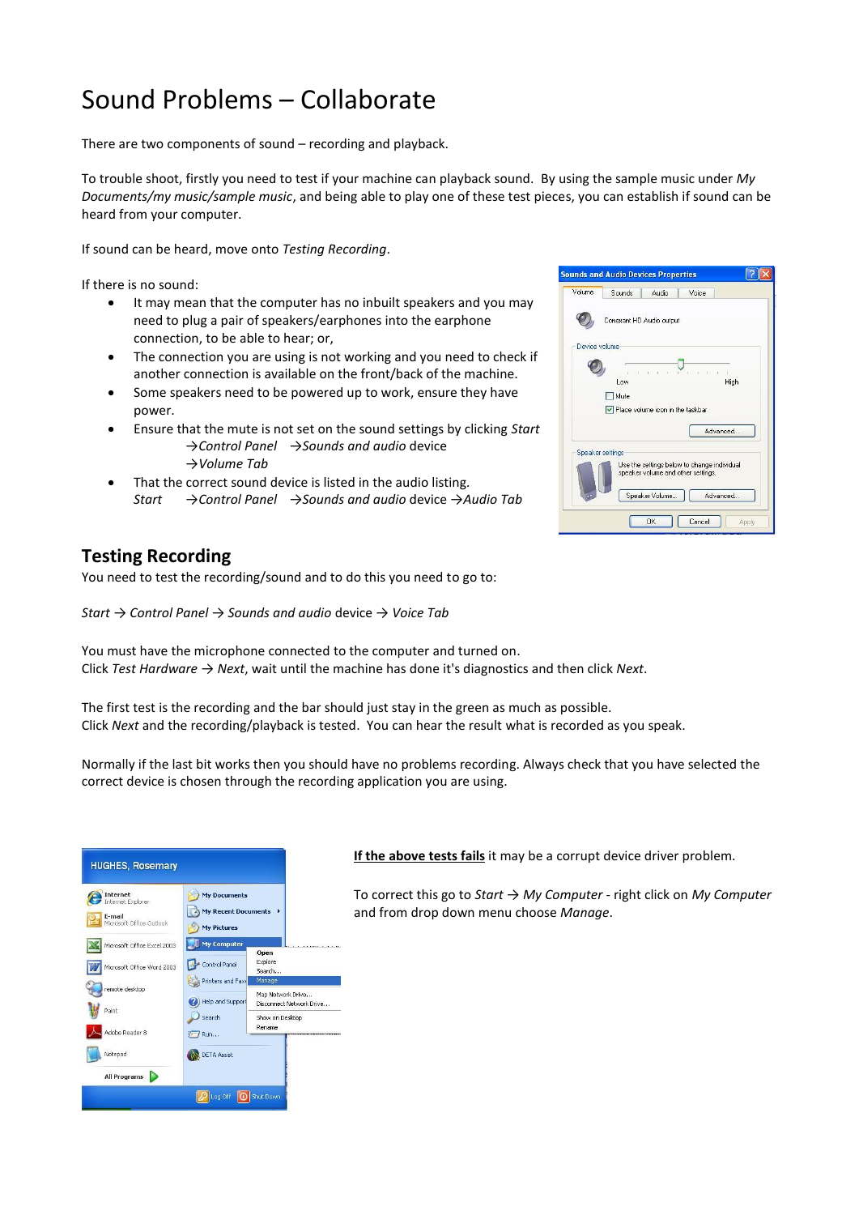# Sound Problems – Collaborate

There are two components of sound – recording and playback.

To trouble shoot, firstly you need to test if your machine can playback sound. By using the sample music under *My Documents/my music/sample music*, and being able to play one of these test pieces, you can establish if sound can be heard from your computer.

If sound can be heard, move onto *Testing Recording*.

If there is no sound:

- It may mean that the computer has no inbuilt speakers and you may need to plug a pair of speakers/earphones into the earphone connection, to be able to hear; or,
- The connection you are using is not working and you need to check if another connection is available on the front/back of the machine.
- Some speakers need to be powered up to work, ensure they have power.
- Ensure that the mute is not set on the sound settings by clicking *Start →Control Panel →Sounds and audio* device *→Volume Tab*
- That the correct sound device is listed in the audio listing. *Start →Control Panel →Sounds and audio* device *→Audio Tab*

## Testing Recording

You need to test the recording/sound and to do this you need to go to:

*Start → Control Panel → Sounds and audio* device *→ Voice Tab*

You must have the microphone connected to the computer and turned on.
Click *Test Hardware → Next*, wait until the machine has done it's diagnostics and then click *Next*.

The first test is the recording and the bar should just stay in the green as much as possible.
Click *Next* and the recording/playback is tested. You can hear the result what is recorded as you speak.

Normally if the last bit works then you should have no problems recording. Always check that you have selected the correct device is chosen through the recording application you are using.

**If the above tests fails** it may be a corrupt device driver problem.

To correct this go to *Start → My Computer* - right click on *My Computer* and from drop down menu choose *Manage*.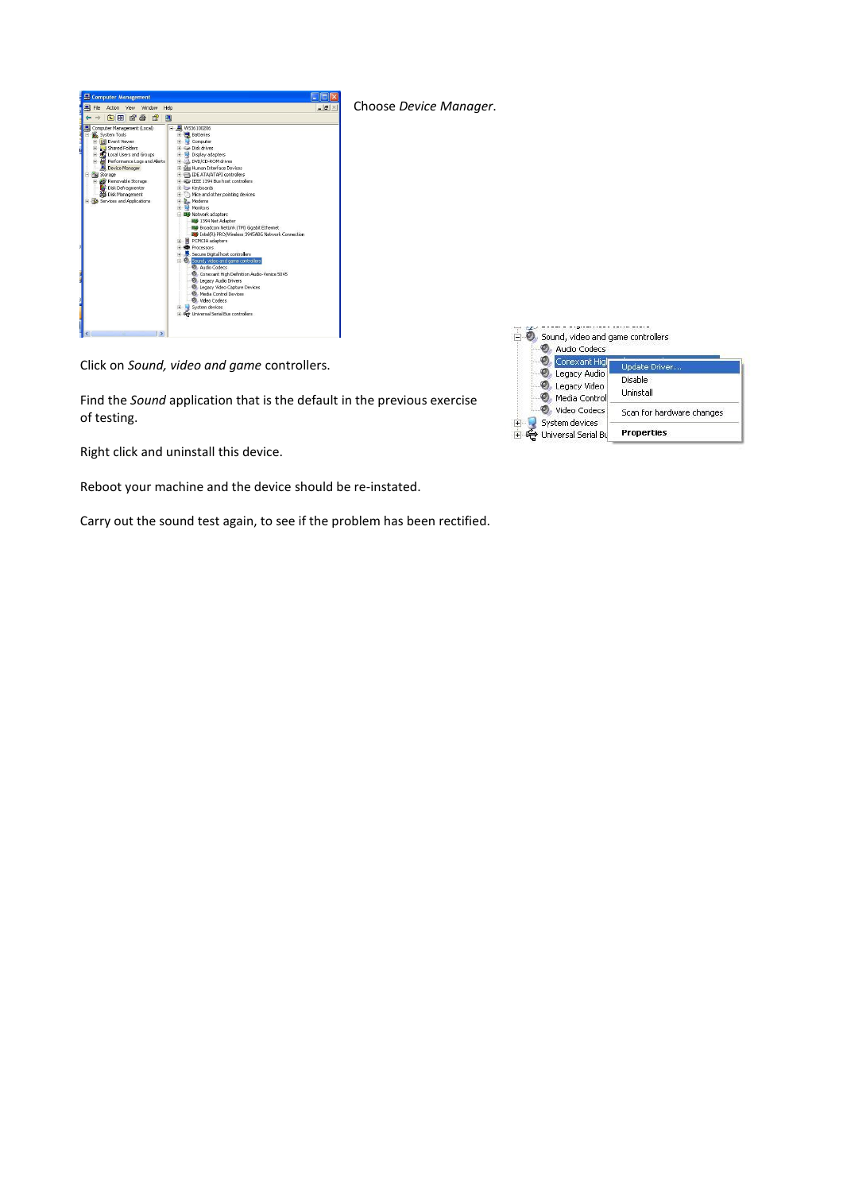Choose *Device Manager*.

Click on *Sound, video and game* controllers.

Find the *Sound* application that is the default in the previous exercise of testing.

Right click and uninstall this device.

Reboot your machine and the device should be re-instated.

Carry out the sound test again, to see if the problem has been rectified.